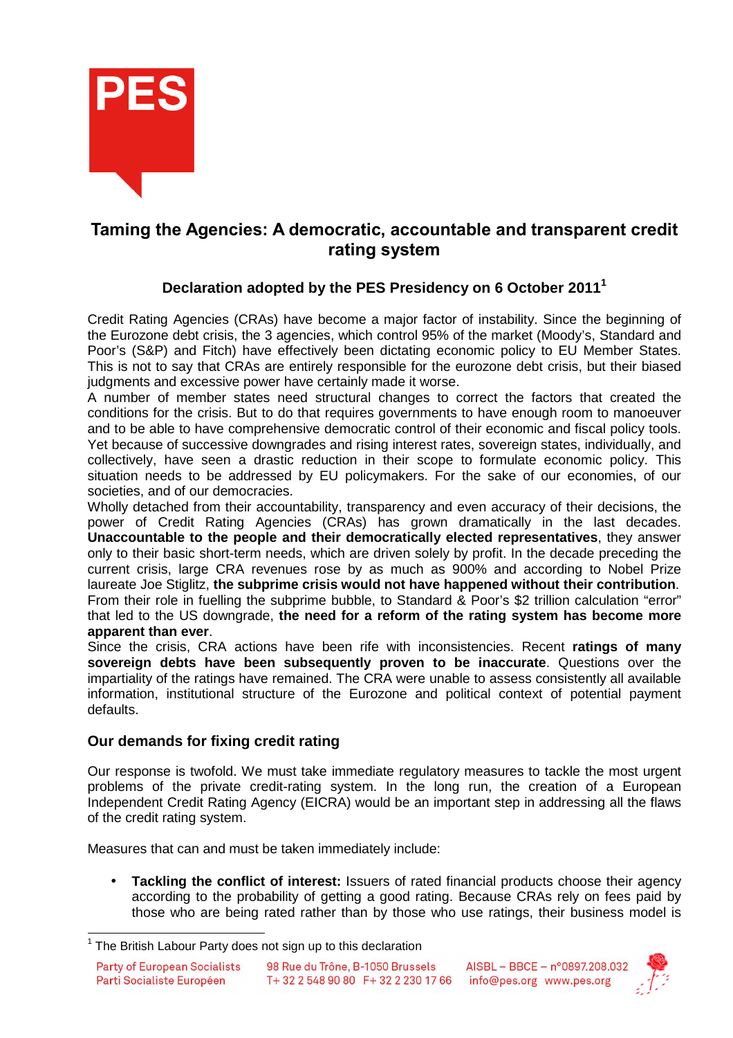# Taming the Agencies: A democratic, accountable and transparent credit rating system

### Declaration adopted by the PES Presidency on 6 October 2011[1]

Credit Rating Agencies (CRAs) have become a major factor of instability. Since the beginning of the Eurozone debt crisis, the 3 agencies, which control 95% of the market (Moody's, Standard and Poor's (S&P) and Fitch) have effectively been dictating economic policy to EU Member States. This is not to say that CRAs are entirely responsible for the eurozone debt crisis, but their biased judgments and excessive power have certainly made it worse.

A number of member states need structural changes to correct the factors that created the conditions for the crisis. But to do that requires governments to have enough room to manoeuver and to be able to have comprehensive democratic control of their economic and fiscal policy tools. Yet because of successive downgrades and rising interest rates, sovereign states, individually, and collectively, have seen a drastic reduction in their scope to formulate economic policy. This situation needs to be addressed by EU policymakers. For the sake of our economies, of our societies, and of our democracies.

Wholly detached from their accountability, transparency and even accuracy of their decisions, the power of Credit Rating Agencies (CRAs) has grown dramatically in the last decades. **Unaccountable to the people and their democratically elected representatives**, they answer only to their basic short-term needs, which are driven solely by profit. In the decade preceding the current crisis, large CRA revenues rose by as much as 900% and according to Nobel Prize laureate Joe Stiglitz, **the subprime crisis would not have happened without their contribution**. From their role in fuelling the subprime bubble, to Standard & Poor's $2 trillion calculation "error" that led to the US downgrade, **the need for a reform of the rating system has become more apparent than ever**.

Since the crisis, CRA actions have been rife with inconsistencies. Recent **ratings of many sovereign debts have been subsequently proven to be inaccurate**. Questions over the impartiality of the ratings have remained. The CRA were unable to assess consistently all available information, institutional structure of the Eurozone and political context of potential payment defaults.

## Our demands for fixing credit rating

Our response is twofold. We must take immediate regulatory measures to tackle the most urgent problems of the private credit-rating system. In the long run, the creation of a European Independent Credit Rating Agency (EICRA) would be an important step in addressing all the flaws of the credit rating system.

Measures that can and must be taken immediately include:

- **Tackling the conflict of interest:** Issuers of rated financial products choose their agency according to the probability of getting a good rating. Because CRAs rely on fees paid by those who are being rated rather than by those who use ratings, their business model is

[1] The British Labour Party does not sign up to this declaration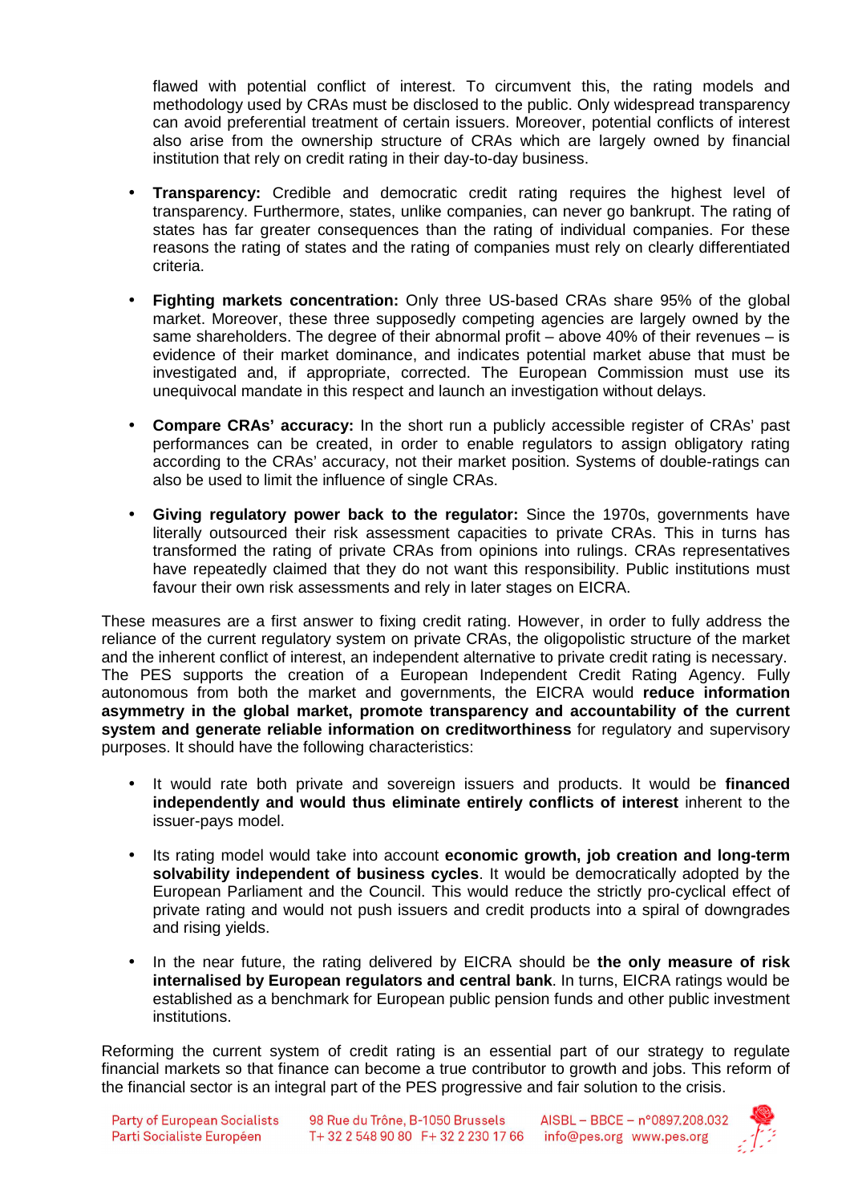flawed with potential conflict of interest. To circumvent this, the rating models and methodology used by CRAs must be disclosed to the public. Only widespread transparency can avoid preferential treatment of certain issuers. Moreover, potential conflicts of interest also arise from the ownership structure of CRAs which are largely owned by financial institution that rely on credit rating in their day-to-day business.

- **Transparency:** Credible and democratic credit rating requires the highest level of transparency. Furthermore, states, unlike companies, can never go bankrupt. The rating of states has far greater consequences than the rating of individual companies. For these reasons the rating of states and the rating of companies must rely on clearly differentiated criteria.

- **Fighting markets concentration:** Only three US-based CRAs share 95% of the global market. Moreover, these three supposedly competing agencies are largely owned by the same shareholders. The degree of their abnormal profit – above 40% of their revenues – is evidence of their market dominance, and indicates potential market abuse that must be investigated and, if appropriate, corrected. The European Commission must use its unequivocal mandate in this respect and launch an investigation without delays.

- **Compare CRAs' accuracy:** In the short run a publicly accessible register of CRAs' past performances can be created, in order to enable regulators to assign obligatory rating according to the CRAs' accuracy, not their market position. Systems of double-ratings can also be used to limit the influence of single CRAs.

- **Giving regulatory power back to the regulator:** Since the 1970s, governments have literally outsourced their risk assessment capacities to private CRAs. This in turns has transformed the rating of private CRAs from opinions into rulings. CRAs representatives have repeatedly claimed that they do not want this responsibility. Public institutions must favour their own risk assessments and rely in later stages on EICRA.

These measures are a first answer to fixing credit rating. However, in order to fully address the reliance of the current regulatory system on private CRAs, the oligopolistic structure of the market and the inherent conflict of interest, an independent alternative to private credit rating is necessary. The PES supports the creation of a European Independent Credit Rating Agency. Fully autonomous from both the market and governments, the EICRA would **reduce information asymmetry in the global market, promote transparency and accountability of the current system and generate reliable information on creditworthiness** for regulatory and supervisory purposes. It should have the following characteristics:

- It would rate both private and sovereign issuers and products. It would be **financed independently and would thus eliminate entirely conflicts of interest** inherent to the issuer-pays model.

- Its rating model would take into account **economic growth, job creation and long-term solvability independent of business cycles**. It would be democratically adopted by the European Parliament and the Council. This would reduce the strictly pro-cyclical effect of private rating and would not push issuers and credit products into a spiral of downgrades and rising yields.

- In the near future, the rating delivered by EICRA should be **the only measure of risk internalised by European regulators and central bank**. In turns, EICRA ratings would be established as a benchmark for European public pension funds and other public investment institutions.

Reforming the current system of credit rating is an essential part of our strategy to regulate financial markets so that finance can become a true contributor to growth and jobs. This reform of the financial sector is an integral part of the PES progressive and fair solution to the crisis.